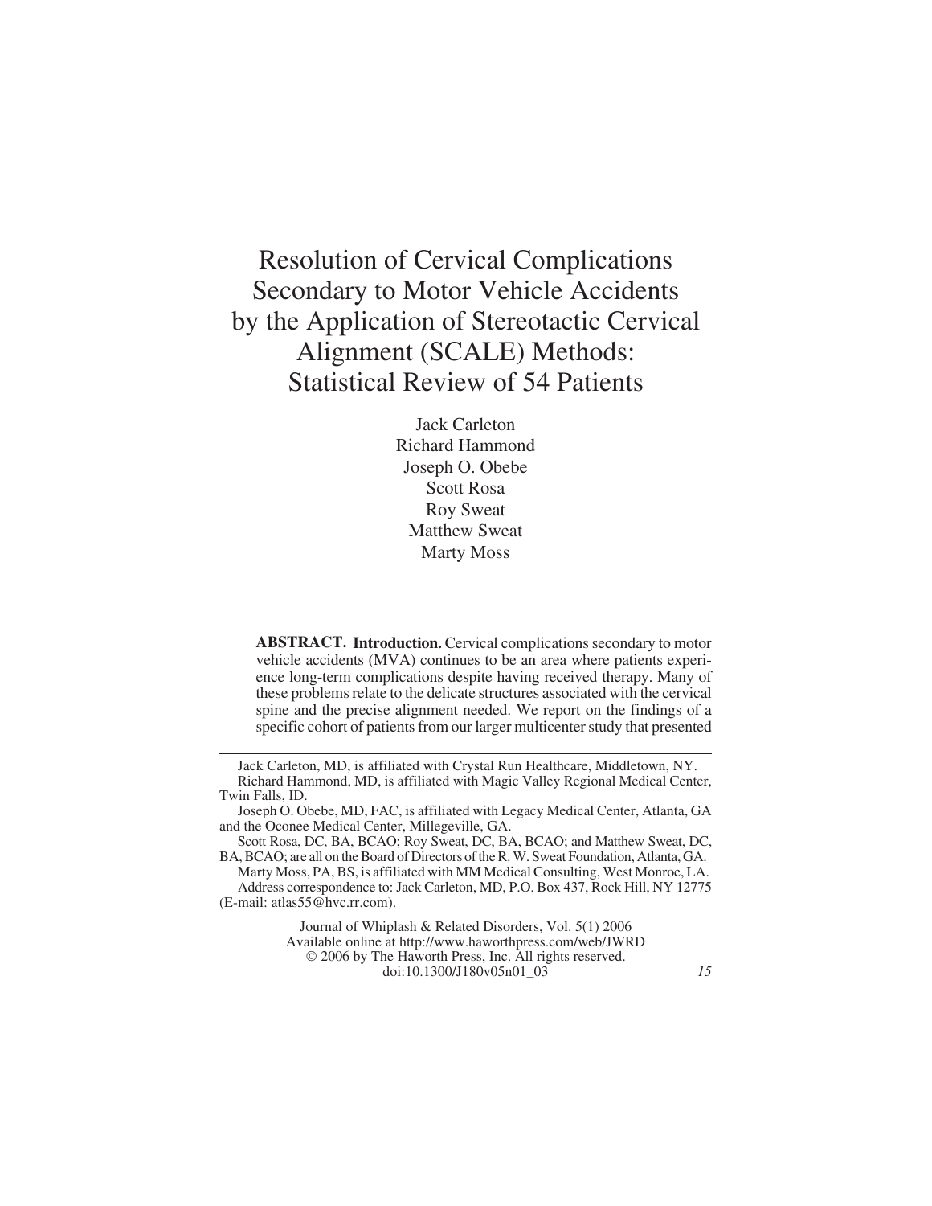# Resolution of Cervical Complications Secondary to Motor Vehicle Accidents by the Application of Stereotactic Cervical Alignment (SCALE) Methods: Statistical Review of 54 Patients

Jack Carleton
Richard Hammond
Joseph O. Obebe
Scott Rosa
Roy Sweat
Matthew Sweat
Marty Moss

**ABSTRACT. Introduction.** Cervical complications secondary to motor vehicle accidents (MVA) continues to be an area where patients experience long-term complications despite having received therapy. Many of these problems relate to the delicate structures associated with the cervical spine and the precise alignment needed. We report on the findings of a specific cohort of patients from our larger multicenter study that presented

---

Jack Carleton, MD, is affiliated with Crystal Run Healthcare, Middletown, NY.

Richard Hammond, MD, is affiliated with Magic Valley Regional Medical Center, Twin Falls, ID.

Joseph O. Obebe, MD, FAC, is affiliated with Legacy Medical Center, Atlanta, GA and the Oconee Medical Center, Millegeville, GA.

Scott Rosa, DC, BA, BCAO; Roy Sweat, DC, BA, BCAO; and Matthew Sweat, DC, BA, BCAO; are all on the Board of Directors of the R. W. Sweat Foundation, Atlanta, GA.

Marty Moss, PA, BS, is affiliated with MM Medical Consulting, West Monroe, LA.

Address correspondence to: Jack Carleton, MD, P.O. Box 437, Rock Hill, NY 12775 (E-mail: atlas55@hvc.rr.com).

Journal of Whiplash & Related Disorders, Vol. 5(1) 2006
Available online at http://www.haworthpress.com/web/JWRD
© 2006 by The Haworth Press, Inc. All rights reserved.
doi:10.1300/J180v05n01_03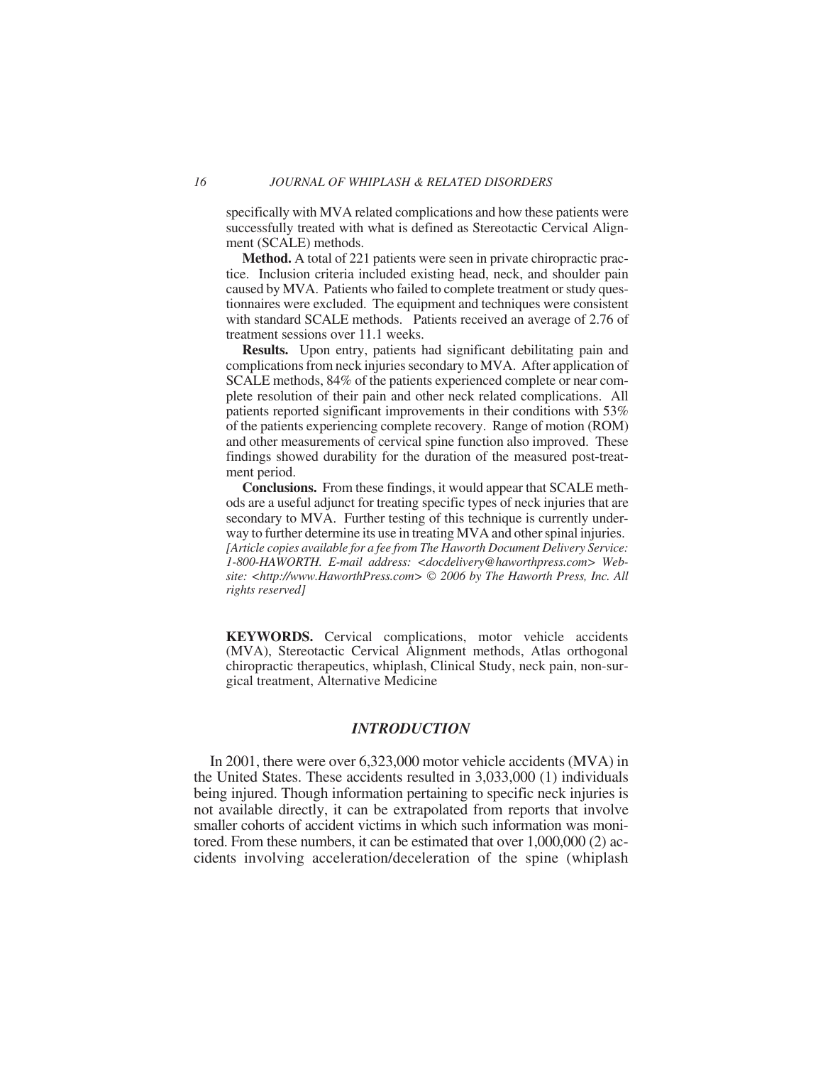specifically with MVA related complications and how these patients were successfully treated with what is defined as Stereotactic Cervical Alignment (SCALE) methods.

**Method.** A total of 221 patients were seen in private chiropractic practice. Inclusion criteria included existing head, neck, and shoulder pain caused by MVA. Patients who failed to complete treatment or study questionnaires were excluded. The equipment and techniques were consistent with standard SCALE methods. Patients received an average of 2.76 of treatment sessions over 11.1 weeks.

**Results.** Upon entry, patients had significant debilitating pain and complications from neck injuries secondary to MVA. After application of SCALE methods, 84% of the patients experienced complete or near complete resolution of their pain and other neck related complications. All patients reported significant improvements in their conditions with 53% of the patients experiencing complete recovery. Range of motion (ROM) and other measurements of cervical spine function also improved. These findings showed durability for the duration of the measured post-treatment period.

**Conclusions.** From these findings, it would appear that SCALE methods are a useful adjunct for treating specific types of neck injuries that are secondary to MVA. Further testing of this technique is currently underway to further determine its use in treating MVA and other spinal injuries. *[Article copies available for a fee from The Haworth Document Delivery Service: 1-800-HAWORTH. E-mail address: <docdelivery@haworthpress.com> Website: <http://www.HaworthPress.com> © 2006 by The Haworth Press, Inc. All rights reserved]*

**KEYWORDS.** Cervical complications, motor vehicle accidents (MVA), Stereotactic Cervical Alignment methods, Atlas orthogonal chiropractic therapeutics, whiplash, Clinical Study, neck pain, non-surgical treatment, Alternative Medicine

## *INTRODUCTION*

In 2001, there were over 6,323,000 motor vehicle accidents (MVA) in the United States. These accidents resulted in 3,033,000 (1) individuals being injured. Though information pertaining to specific neck injuries is not available directly, it can be extrapolated from reports that involve smaller cohorts of accident victims in which such information was monitored. From these numbers, it can be estimated that over 1,000,000 (2) accidents involving acceleration/deceleration of the spine (whiplash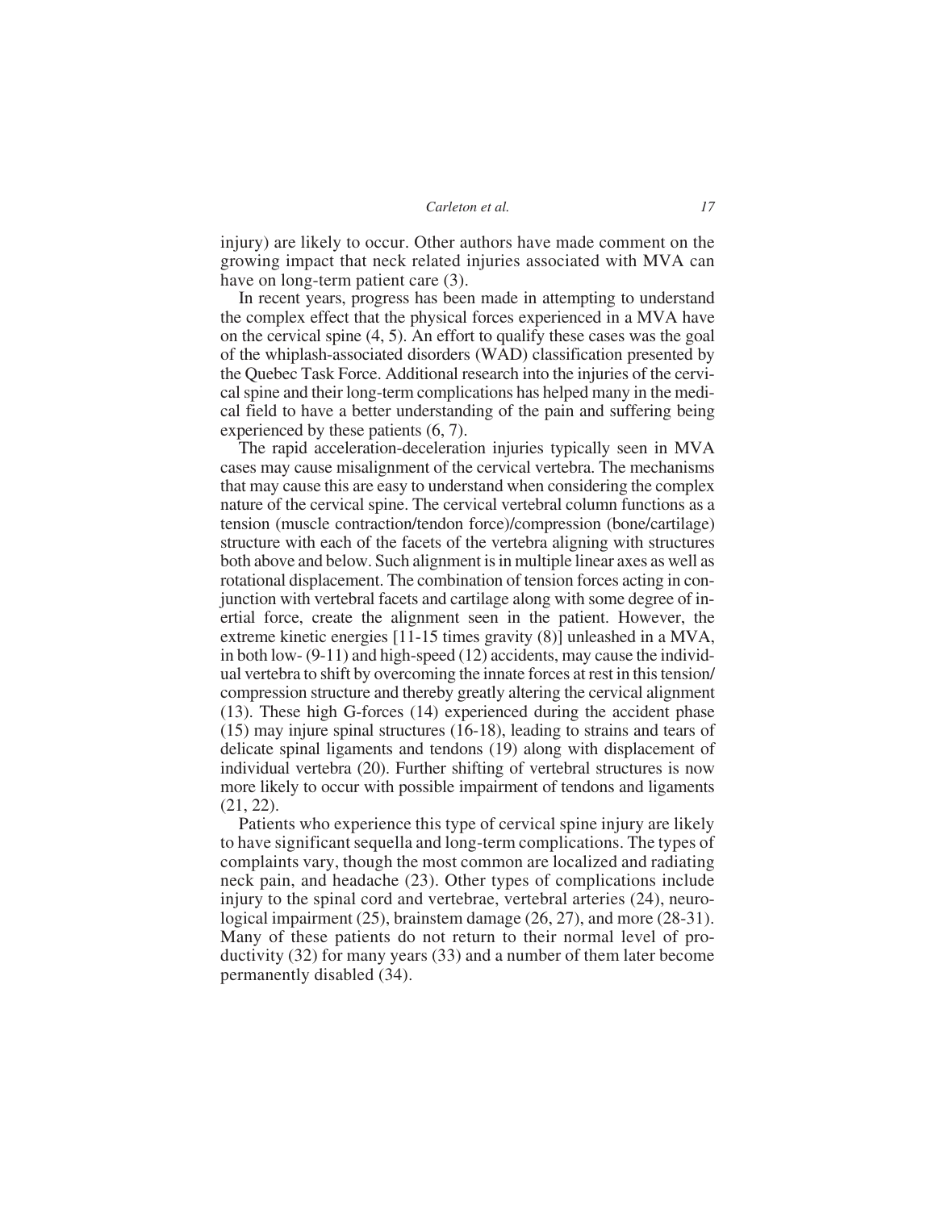injury) are likely to occur. Other authors have made comment on the growing impact that neck related injuries associated with MVA can have on long-term patient care (3).

In recent years, progress has been made in attempting to understand the complex effect that the physical forces experienced in a MVA have on the cervical spine (4, 5). An effort to qualify these cases was the goal of the whiplash-associated disorders (WAD) classification presented by the Quebec Task Force. Additional research into the injuries of the cervical spine and their long-term complications has helped many in the medical field to have a better understanding of the pain and suffering being experienced by these patients (6, 7).

The rapid acceleration-deceleration injuries typically seen in MVA cases may cause misalignment of the cervical vertebra. The mechanisms that may cause this are easy to understand when considering the complex nature of the cervical spine. The cervical vertebral column functions as a tension (muscle contraction/tendon force)/compression (bone/cartilage) structure with each of the facets of the vertebra aligning with structures both above and below. Such alignment is in multiple linear axes as well as rotational displacement. The combination of tension forces acting in conjunction with vertebral facets and cartilage along with some degree of inertial force, create the alignment seen in the patient. However, the extreme kinetic energies [11-15 times gravity (8)] unleashed in a MVA, in both low- (9-11) and high-speed (12) accidents, may cause the individual vertebra to shift by overcoming the innate forces at rest in this tension/compression structure and thereby greatly altering the cervical alignment (13). These high G-forces (14) experienced during the accident phase (15) may injure spinal structures (16-18), leading to strains and tears of delicate spinal ligaments and tendons (19) along with displacement of individual vertebra (20). Further shifting of vertebral structures is now more likely to occur with possible impairment of tendons and ligaments (21, 22).

Patients who experience this type of cervical spine injury are likely to have significant sequella and long-term complications. The types of complaints vary, though the most common are localized and radiating neck pain, and headache (23). Other types of complications include injury to the spinal cord and vertebrae, vertebral arteries (24), neurological impairment (25), brainstem damage (26, 27), and more (28-31). Many of these patients do not return to their normal level of productivity (32) for many years (33) and a number of them later become permanently disabled (34).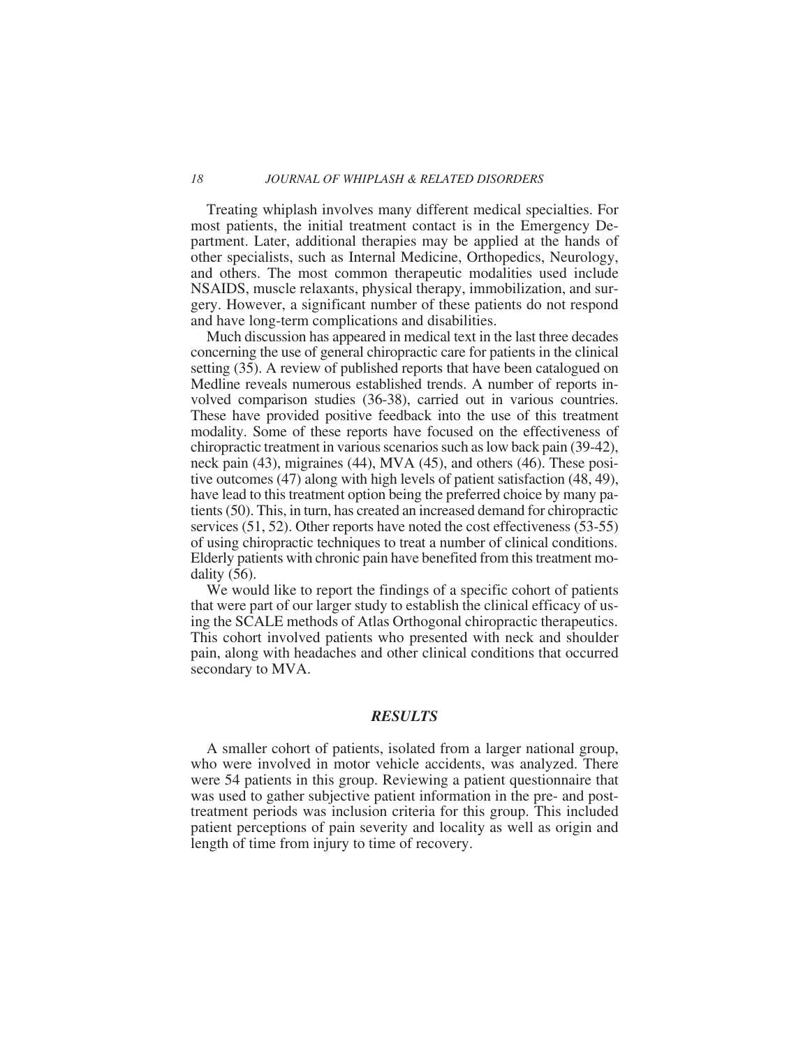Treating whiplash involves many different medical specialties. For most patients, the initial treatment contact is in the Emergency Department. Later, additional therapies may be applied at the hands of other specialists, such as Internal Medicine, Orthopedics, Neurology, and others. The most common therapeutic modalities used include NSAIDS, muscle relaxants, physical therapy, immobilization, and surgery. However, a significant number of these patients do not respond and have long-term complications and disabilities.

Much discussion has appeared in medical text in the last three decades concerning the use of general chiropractic care for patients in the clinical setting (35). A review of published reports that have been catalogued on Medline reveals numerous established trends. A number of reports involved comparison studies (36-38), carried out in various countries. These have provided positive feedback into the use of this treatment modality. Some of these reports have focused on the effectiveness of chiropractic treatment in various scenarios such as low back pain (39-42), neck pain (43), migraines (44), MVA (45), and others (46). These positive outcomes (47) along with high levels of patient satisfaction (48, 49), have lead to this treatment option being the preferred choice by many patients (50). This, in turn, has created an increased demand for chiropractic services (51, 52). Other reports have noted the cost effectiveness (53-55) of using chiropractic techniques to treat a number of clinical conditions. Elderly patients with chronic pain have benefited from this treatment modality (56).

We would like to report the findings of a specific cohort of patients that were part of our larger study to establish the clinical efficacy of using the SCALE methods of Atlas Orthogonal chiropractic therapeutics. This cohort involved patients who presented with neck and shoulder pain, along with headaches and other clinical conditions that occurred secondary to MVA.

## *RESULTS*

A smaller cohort of patients, isolated from a larger national group, who were involved in motor vehicle accidents, was analyzed. There were 54 patients in this group. Reviewing a patient questionnaire that was used to gather subjective patient information in the pre- and post-treatment periods was inclusion criteria for this group. This included patient perceptions of pain severity and locality as well as origin and length of time from injury to time of recovery.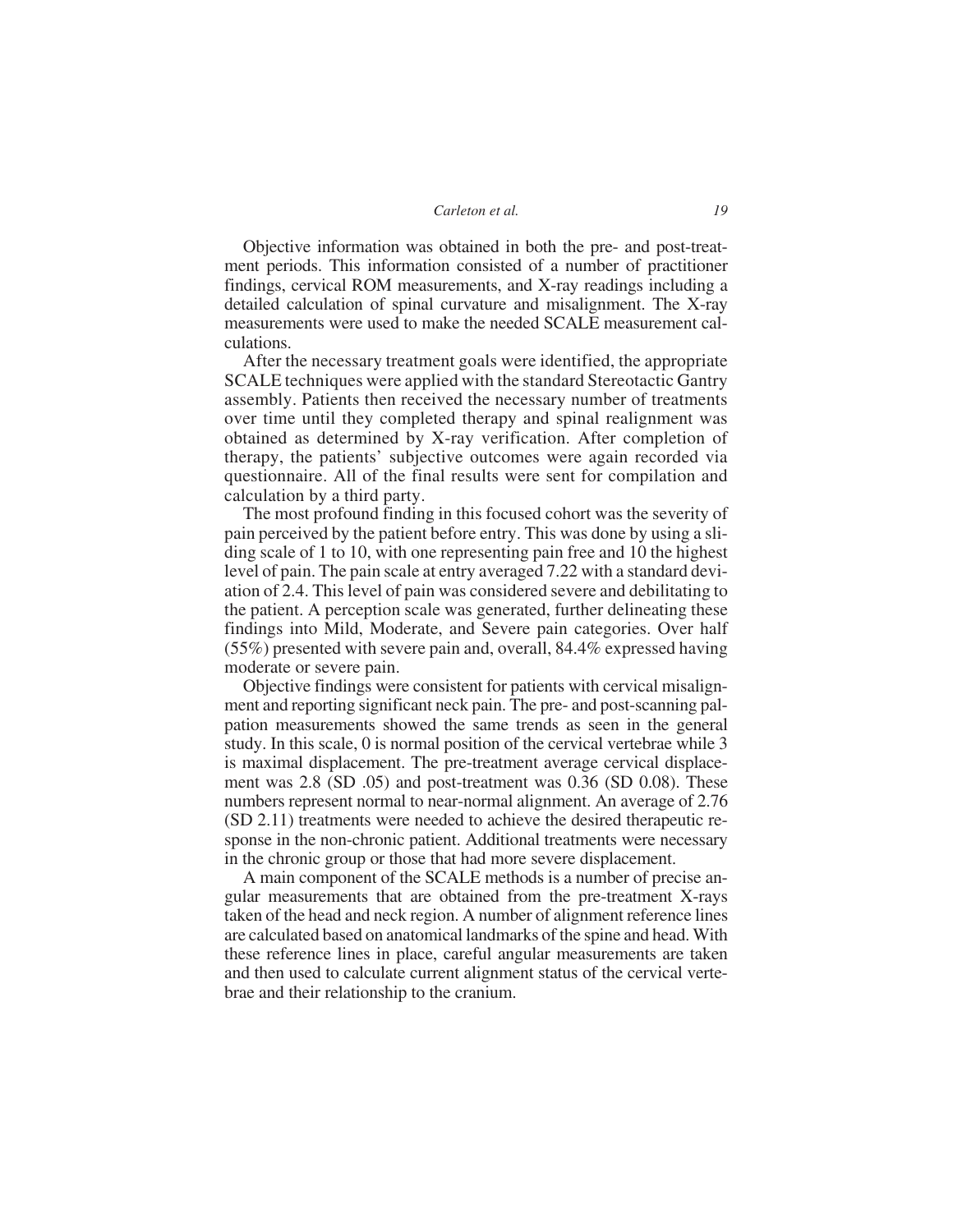Objective information was obtained in both the pre- and post-treatment periods. This information consisted of a number of practitioner findings, cervical ROM measurements, and X-ray readings including a detailed calculation of spinal curvature and misalignment. The X-ray measurements were used to make the needed SCALE measurement calculations.

After the necessary treatment goals were identified, the appropriate SCALE techniques were applied with the standard Stereotactic Gantry assembly. Patients then received the necessary number of treatments over time until they completed therapy and spinal realignment was obtained as determined by X-ray verification. After completion of therapy, the patients' subjective outcomes were again recorded via questionnaire. All of the final results were sent for compilation and calculation by a third party.

The most profound finding in this focused cohort was the severity of pain perceived by the patient before entry. This was done by using a sliding scale of 1 to 10, with one representing pain free and 10 the highest level of pain. The pain scale at entry averaged 7.22 with a standard deviation of 2.4. This level of pain was considered severe and debilitating to the patient. A perception scale was generated, further delineating these findings into Mild, Moderate, and Severe pain categories. Over half (55%) presented with severe pain and, overall, 84.4% expressed having moderate or severe pain.

Objective findings were consistent for patients with cervical misalignment and reporting significant neck pain. The pre- and post-scanning palpation measurements showed the same trends as seen in the general study. In this scale, 0 is normal position of the cervical vertebrae while 3 is maximal displacement. The pre-treatment average cervical displacement was 2.8 (SD .05) and post-treatment was 0.36 (SD 0.08). These numbers represent normal to near-normal alignment. An average of 2.76 (SD 2.11) treatments were needed to achieve the desired therapeutic response in the non-chronic patient. Additional treatments were necessary in the chronic group or those that had more severe displacement.

A main component of the SCALE methods is a number of precise angular measurements that are obtained from the pre-treatment X-rays taken of the head and neck region. A number of alignment reference lines are calculated based on anatomical landmarks of the spine and head. With these reference lines in place, careful angular measurements are taken and then used to calculate current alignment status of the cervical vertebrae and their relationship to the cranium.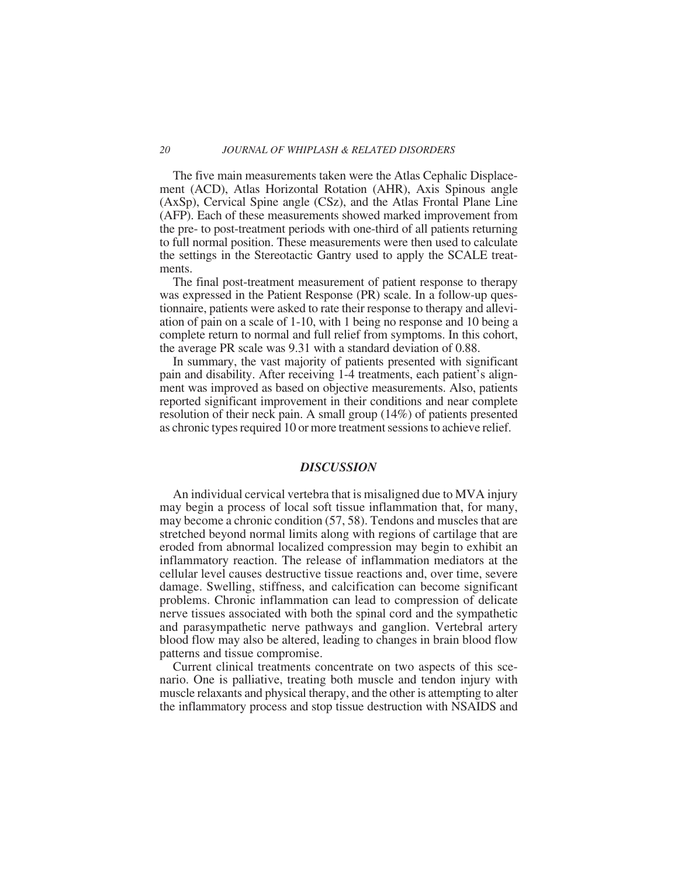The five main measurements taken were the Atlas Cephalic Displacement (ACD), Atlas Horizontal Rotation (AHR), Axis Spinous angle (AxSp), Cervical Spine angle (CSz), and the Atlas Frontal Plane Line (AFP). Each of these measurements showed marked improvement from the pre- to post-treatment periods with one-third of all patients returning to full normal position. These measurements were then used to calculate the settings in the Stereotactic Gantry used to apply the SCALE treatments.

The final post-treatment measurement of patient response to therapy was expressed in the Patient Response (PR) scale. In a follow-up questionnaire, patients were asked to rate their response to therapy and alleviation of pain on a scale of 1-10, with 1 being no response and 10 being a complete return to normal and full relief from symptoms. In this cohort, the average PR scale was 9.31 with a standard deviation of 0.88.

In summary, the vast majority of patients presented with significant pain and disability. After receiving 1-4 treatments, each patient's alignment was improved as based on objective measurements. Also, patients reported significant improvement in their conditions and near complete resolution of their neck pain. A small group (14%) of patients presented as chronic types required 10 or more treatment sessions to achieve relief.

## *DISCUSSION*

An individual cervical vertebra that is misaligned due to MVA injury may begin a process of local soft tissue inflammation that, for many, may become a chronic condition (57, 58). Tendons and muscles that are stretched beyond normal limits along with regions of cartilage that are eroded from abnormal localized compression may begin to exhibit an inflammatory reaction. The release of inflammation mediators at the cellular level causes destructive tissue reactions and, over time, severe damage. Swelling, stiffness, and calcification can become significant problems. Chronic inflammation can lead to compression of delicate nerve tissues associated with both the spinal cord and the sympathetic and parasympathetic nerve pathways and ganglion. Vertebral artery blood flow may also be altered, leading to changes in brain blood flow patterns and tissue compromise.

Current clinical treatments concentrate on two aspects of this scenario. One is palliative, treating both muscle and tendon injury with muscle relaxants and physical therapy, and the other is attempting to alter the inflammatory process and stop tissue destruction with NSAIDS and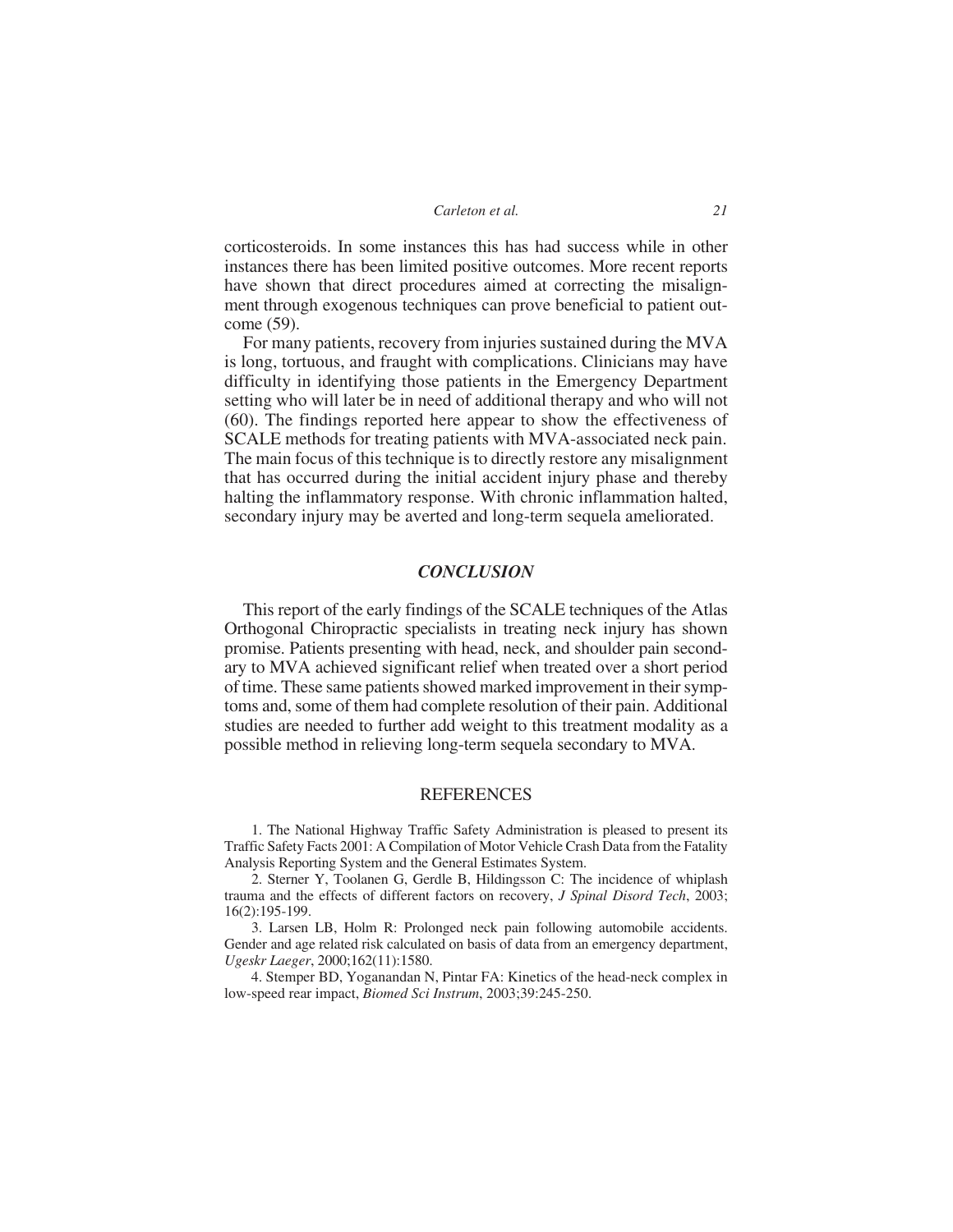corticosteroids. In some instances this has had success while in other instances there has been limited positive outcomes. More recent reports have shown that direct procedures aimed at correcting the misalignment through exogenous techniques can prove beneficial to patient outcome (59).

For many patients, recovery from injuries sustained during the MVA is long, tortuous, and fraught with complications. Clinicians may have difficulty in identifying those patients in the Emergency Department setting who will later be in need of additional therapy and who will not (60). The findings reported here appear to show the effectiveness of SCALE methods for treating patients with MVA-associated neck pain. The main focus of this technique is to directly restore any misalignment that has occurred during the initial accident injury phase and thereby halting the inflammatory response. With chronic inflammation halted, secondary injury may be averted and long-term sequela ameliorated.

## *CONCLUSION*

This report of the early findings of the SCALE techniques of the Atlas Orthogonal Chiropractic specialists in treating neck injury has shown promise. Patients presenting with head, neck, and shoulder pain secondary to MVA achieved significant relief when treated over a short period of time. These same patients showed marked improvement in their symptoms and, some of them had complete resolution of their pain. Additional studies are needed to further add weight to this treatment modality as a possible method in relieving long-term sequela secondary to MVA.

## REFERENCES

1. The National Highway Traffic Safety Administration is pleased to present its Traffic Safety Facts 2001: A Compilation of Motor Vehicle Crash Data from the Fatality Analysis Reporting System and the General Estimates System.

2. Sterner Y, Toolanen G, Gerdle B, Hildingsson C: The incidence of whiplash trauma and the effects of different factors on recovery, *J Spinal Disord Tech*, 2003; 16(2):195-199.

3. Larsen LB, Holm R: Prolonged neck pain following automobile accidents. Gender and age related risk calculated on basis of data from an emergency department, *Ugeskr Laeger*, 2000;162(11):1580.

4. Stemper BD, Yoganandan N, Pintar FA: Kinetics of the head-neck complex in low-speed rear impact, *Biomed Sci Instrum*, 2003;39:245-250.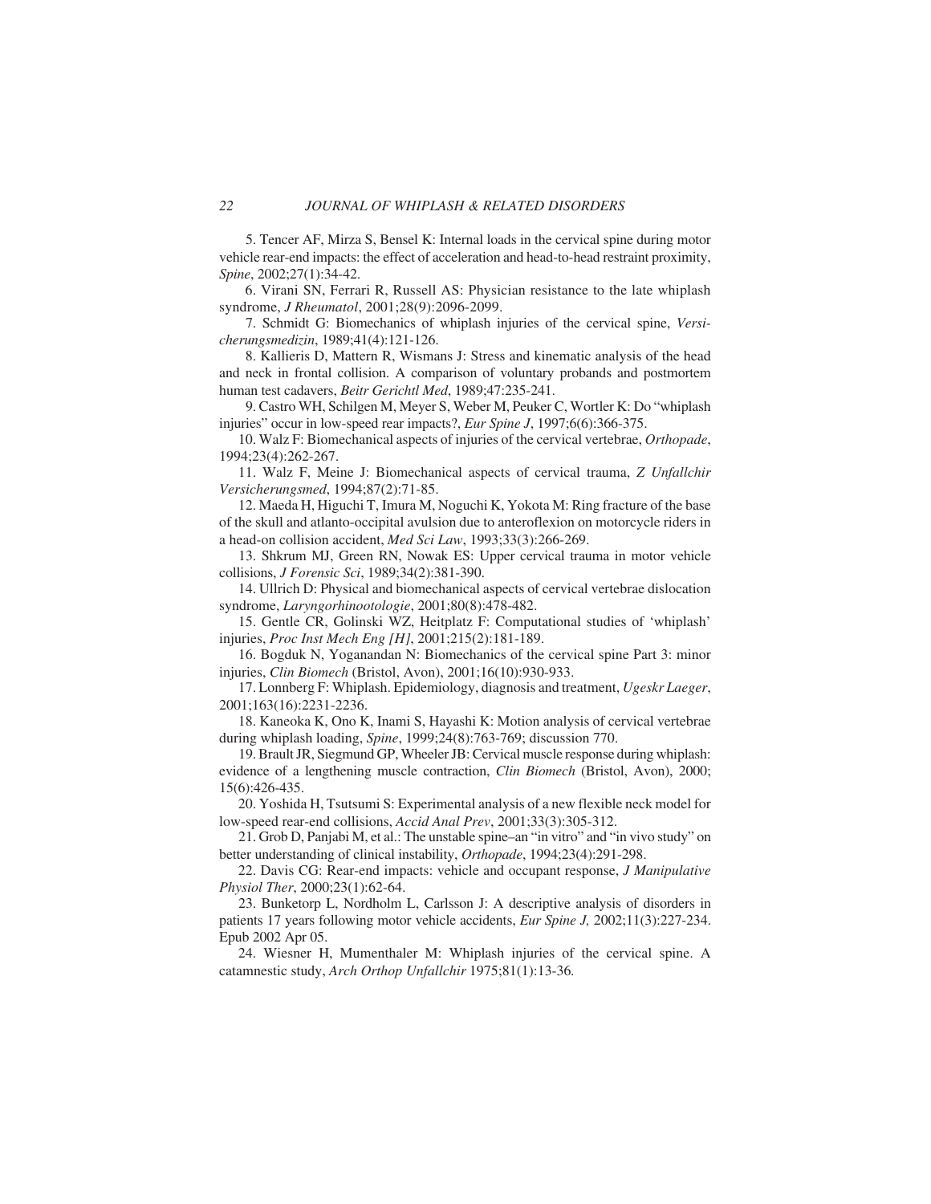5. Tencer AF, Mirza S, Bensel K: Internal loads in the cervical spine during motor vehicle rear-end impacts: the effect of acceleration and head-to-head restraint proximity, *Spine*, 2002;27(1):34-42.

6. Virani SN, Ferrari R, Russell AS: Physician resistance to the late whiplash syndrome, *J Rheumatol*, 2001;28(9):2096-2099.

7. Schmidt G: Biomechanics of whiplash injuries of the cervical spine, *Versicherungsmedizin*, 1989;41(4):121-126.

8. Kallieris D, Mattern R, Wismans J: Stress and kinematic analysis of the head and neck in frontal collision. A comparison of voluntary probands and postmortem human test cadavers, *Beitr Gerichtl Med*, 1989;47:235-241.

9. Castro WH, Schilgen M, Meyer S, Weber M, Peuker C, Wortler K: Do "whiplash injuries" occur in low-speed rear impacts?, *Eur Spine J*, 1997;6(6):366-375.

10. Walz F: Biomechanical aspects of injuries of the cervical vertebrae, *Orthopade*, 1994;23(4):262-267.

11. Walz F, Meine J: Biomechanical aspects of cervical trauma, *Z Unfallchir Versicherungsmed*, 1994;87(2):71-85.

12. Maeda H, Higuchi T, Imura M, Noguchi K, Yokota M: Ring fracture of the base of the skull and atlanto-occipital avulsion due to anteroflexion on motorcycle riders in a head-on collision accident, *Med Sci Law*, 1993;33(3):266-269.

13. Shkrum MJ, Green RN, Nowak ES: Upper cervical trauma in motor vehicle collisions, *J Forensic Sci*, 1989;34(2):381-390.

14. Ullrich D: Physical and biomechanical aspects of cervical vertebrae dislocation syndrome, *Laryngorhinootologie*, 2001;80(8):478-482.

15. Gentle CR, Golinski WZ, Heitplatz F: Computational studies of 'whiplash' injuries, *Proc Inst Mech Eng [H]*, 2001;215(2):181-189.

16. Bogduk N, Yoganandan N: Biomechanics of the cervical spine Part 3: minor injuries, *Clin Biomech* (Bristol, Avon), 2001;16(10):930-933.

17. Lonnberg F: Whiplash. Epidemiology, diagnosis and treatment, *Ugeskr Laeger*, 2001;163(16):2231-2236.

18. Kaneoka K, Ono K, Inami S, Hayashi K: Motion analysis of cervical vertebrae during whiplash loading, *Spine*, 1999;24(8):763-769; discussion 770.

19. Brault JR, Siegmund GP, Wheeler JB: Cervical muscle response during whiplash: evidence of a lengthening muscle contraction, *Clin Biomech* (Bristol, Avon), 2000; 15(6):426-435.

20. Yoshida H, Tsutsumi S: Experimental analysis of a new flexible neck model for low-speed rear-end collisions, *Accid Anal Prev*, 2001;33(3):305-312.

21. Grob D, Panjabi M, et al.: The unstable spine–an "in vitro" and "in vivo study" on better understanding of clinical instability, *Orthopade*, 1994;23(4):291-298.

22. Davis CG: Rear-end impacts: vehicle and occupant response, *J Manipulative Physiol Ther*, 2000;23(1):62-64.

23. Bunketorp L, Nordholm L, Carlsson J: A descriptive analysis of disorders in patients 17 years following motor vehicle accidents, *Eur Spine J,* 2002;11(3):227-234. Epub 2002 Apr 05.

24. Wiesner H, Mumenthaler M: Whiplash injuries of the cervical spine. A catamnestic study, *Arch Orthop Unfallchir* 1975;81(1):13-36.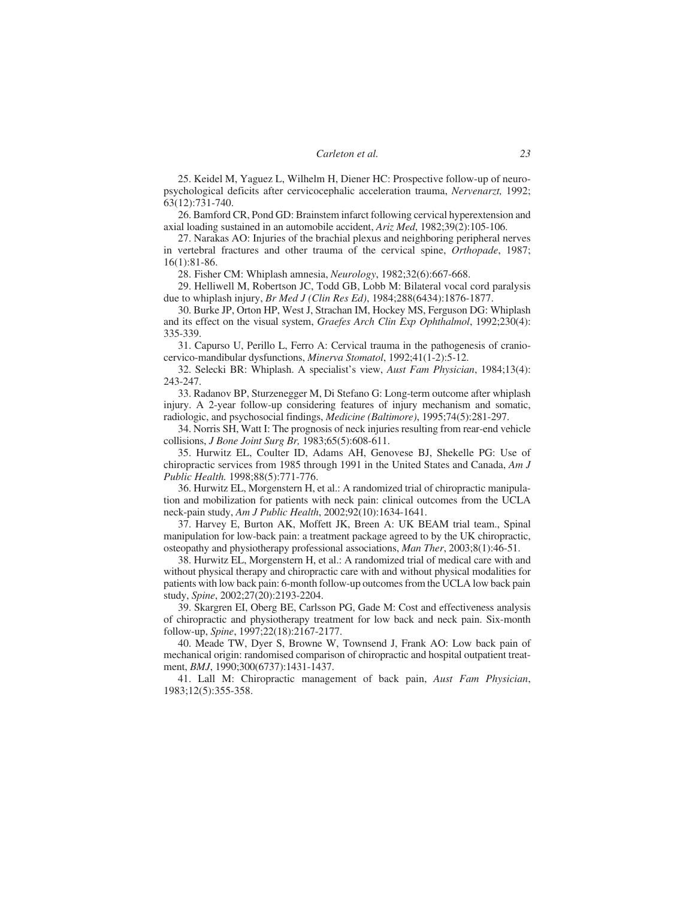25. Keidel M, Yaguez L, Wilhelm H, Diener HC: Prospective follow-up of neuropsychological deficits after cervicocephalic acceleration trauma, *Nervenarzt,* 1992; 63(12):731-740.

26. Bamford CR, Pond GD: Brainstem infarct following cervical hyperextension and axial loading sustained in an automobile accident, *Ariz Med*, 1982;39(2):105-106.

27. Narakas AO: Injuries of the brachial plexus and neighboring peripheral nerves in vertebral fractures and other trauma of the cervical spine, *Orthopade*, 1987; 16(1):81-86.

28. Fisher CM: Whiplash amnesia, *Neurology*, 1982;32(6):667-668.

29. Helliwell M, Robertson JC, Todd GB, Lobb M: Bilateral vocal cord paralysis due to whiplash injury, *Br Med J (Clin Res Ed)*, 1984;288(6434):1876-1877.

30. Burke JP, Orton HP, West J, Strachan IM, Hockey MS, Ferguson DG: Whiplash and its effect on the visual system, *Graefes Arch Clin Exp Ophthalmol*, 1992;230(4): 335-339.

31. Capurso U, Perillo L, Ferro A: Cervical trauma in the pathogenesis of craniocervico-mandibular dysfunctions, *Minerva Stomatol*, 1992;41(1-2):5-12.

32. Selecki BR: Whiplash. A specialist's view, *Aust Fam Physician*, 1984;13(4): 243-247.

33. Radanov BP, Sturzenegger M, Di Stefano G: Long-term outcome after whiplash injury. A 2-year follow-up considering features of injury mechanism and somatic, radiologic, and psychosocial findings, *Medicine (Baltimore)*, 1995;74(5):281-297.

34. Norris SH, Watt I: The prognosis of neck injuries resulting from rear-end vehicle collisions, *J Bone Joint Surg Br,* 1983;65(5):608-611.

35. Hurwitz EL, Coulter ID, Adams AH, Genovese BJ, Shekelle PG: Use of chiropractic services from 1985 through 1991 in the United States and Canada, *Am J Public Health.* 1998;88(5):771-776.

36. Hurwitz EL, Morgenstern H, et al.: A randomized trial of chiropractic manipulation and mobilization for patients with neck pain: clinical outcomes from the UCLA neck-pain study, *Am J Public Health*, 2002;92(10):1634-1641.

37. Harvey E, Burton AK, Moffett JK, Breen A: UK BEAM trial team., Spinal manipulation for low-back pain: a treatment package agreed to by the UK chiropractic, osteopathy and physiotherapy professional associations, *Man Ther*, 2003;8(1):46-51.

38. Hurwitz EL, Morgenstern H, et al.: A randomized trial of medical care with and without physical therapy and chiropractic care with and without physical modalities for patients with low back pain: 6-month follow-up outcomes from the UCLA low back pain study, *Spine*, 2002;27(20):2193-2204.

39. Skargren EI, Oberg BE, Carlsson PG, Gade M: Cost and effectiveness analysis of chiropractic and physiotherapy treatment for low back and neck pain. Six-month follow-up, *Spine*, 1997;22(18):2167-2177.

40. Meade TW, Dyer S, Browne W, Townsend J, Frank AO: Low back pain of mechanical origin: randomised comparison of chiropractic and hospital outpatient treatment, *BMJ*, 1990;300(6737):1431-1437.

41. Lall M: Chiropractic management of back pain, *Aust Fam Physician*, 1983;12(5):355-358.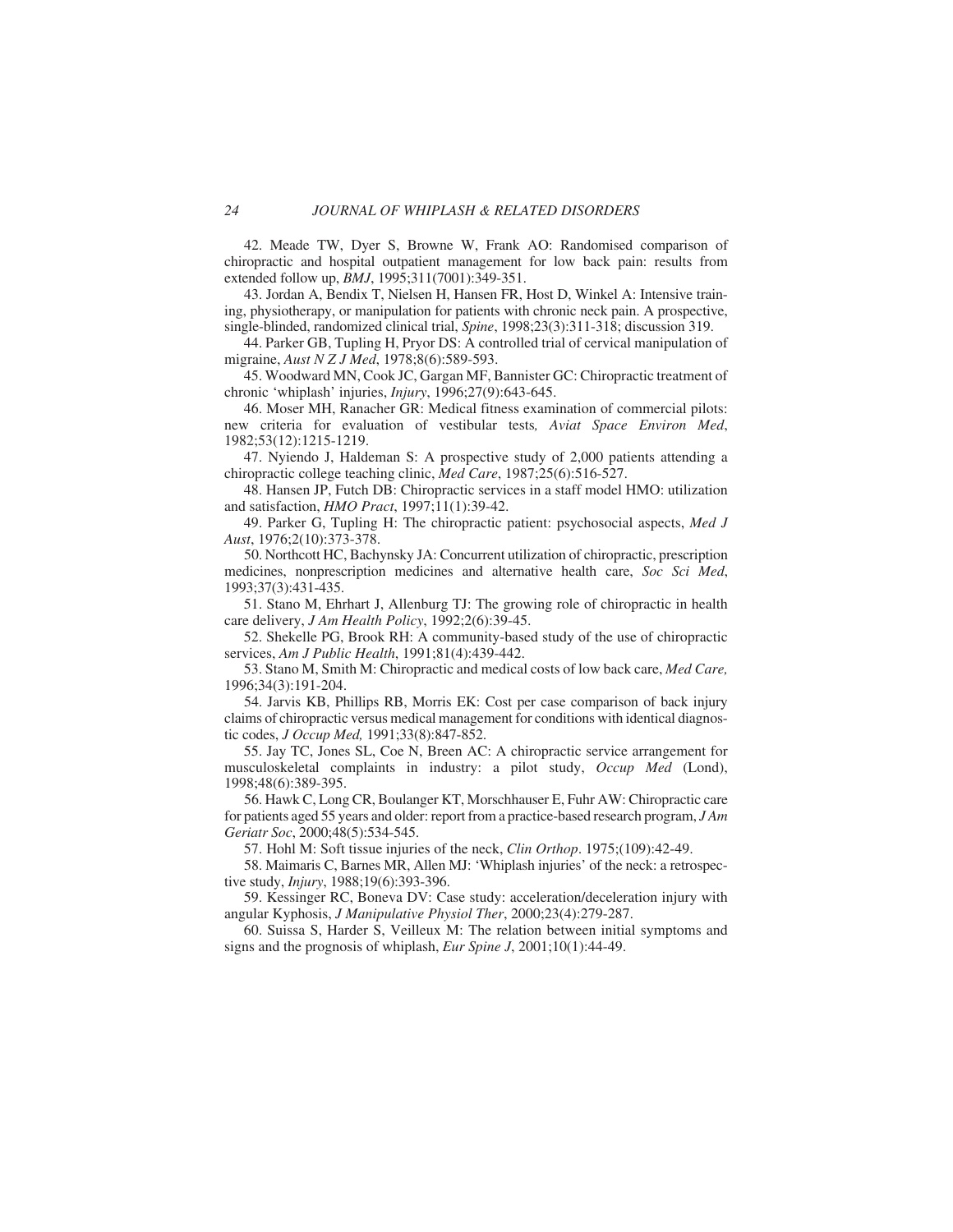42. Meade TW, Dyer S, Browne W, Frank AO: Randomised comparison of chiropractic and hospital outpatient management for low back pain: results from extended follow up, *BMJ*, 1995;311(7001):349-351.

43. Jordan A, Bendix T, Nielsen H, Hansen FR, Host D, Winkel A: Intensive training, physiotherapy, or manipulation for patients with chronic neck pain. A prospective, single-blinded, randomized clinical trial, *Spine*, 1998;23(3):311-318; discussion 319.

44. Parker GB, Tupling H, Pryor DS: A controlled trial of cervical manipulation of migraine, *Aust N Z J Med*, 1978;8(6):589-593.

45. Woodward MN, Cook JC, Gargan MF, Bannister GC: Chiropractic treatment of chronic 'whiplash' injuries, *Injury*, 1996;27(9):643-645.

46. Moser MH, Ranacher GR: Medical fitness examination of commercial pilots: new criteria for evaluation of vestibular tests*, Aviat Space Environ Med*, 1982;53(12):1215-1219.

47. Nyiendo J, Haldeman S: A prospective study of 2,000 patients attending a chiropractic college teaching clinic, *Med Care*, 1987;25(6):516-527.

48. Hansen JP, Futch DB: Chiropractic services in a staff model HMO: utilization and satisfaction, *HMO Pract*, 1997;11(1):39-42.

49. Parker G, Tupling H: The chiropractic patient: psychosocial aspects, *Med J Aust*, 1976;2(10):373-378.

50. Northcott HC, Bachynsky JA: Concurrent utilization of chiropractic, prescription medicines, nonprescription medicines and alternative health care, *Soc Sci Med*, 1993;37(3):431-435.

51. Stano M, Ehrhart J, Allenburg TJ: The growing role of chiropractic in health care delivery, *J Am Health Policy*, 1992;2(6):39-45.

52. Shekelle PG, Brook RH: A community-based study of the use of chiropractic services, *Am J Public Health*, 1991;81(4):439-442.

53. Stano M, Smith M: Chiropractic and medical costs of low back care, *Med Care,* 1996;34(3):191-204.

54. Jarvis KB, Phillips RB, Morris EK: Cost per case comparison of back injury claims of chiropractic versus medical management for conditions with identical diagnostic codes, *J Occup Med,* 1991;33(8):847-852.

55. Jay TC, Jones SL, Coe N, Breen AC: A chiropractic service arrangement for musculoskeletal complaints in industry: a pilot study, *Occup Med* (Lond), 1998;48(6):389-395.

56. Hawk C, Long CR, Boulanger KT, Morschhauser E, Fuhr AW: Chiropractic care for patients aged 55 years and older: report from a practice-based research program, *J Am Geriatr Soc*, 2000;48(5):534-545.

57. Hohl M: Soft tissue injuries of the neck, *Clin Orthop*. 1975;(109):42-49.

58. Maimaris C, Barnes MR, Allen MJ: 'Whiplash injuries' of the neck: a retrospective study, *Injury*, 1988;19(6):393-396.

59. Kessinger RC, Boneva DV: Case study: acceleration/deceleration injury with angular Kyphosis, *J Manipulative Physiol Ther*, 2000;23(4):279-287.

60. Suissa S, Harder S, Veilleux M: The relation between initial symptoms and signs and the prognosis of whiplash, *Eur Spine J*, 2001;10(1):44-49.